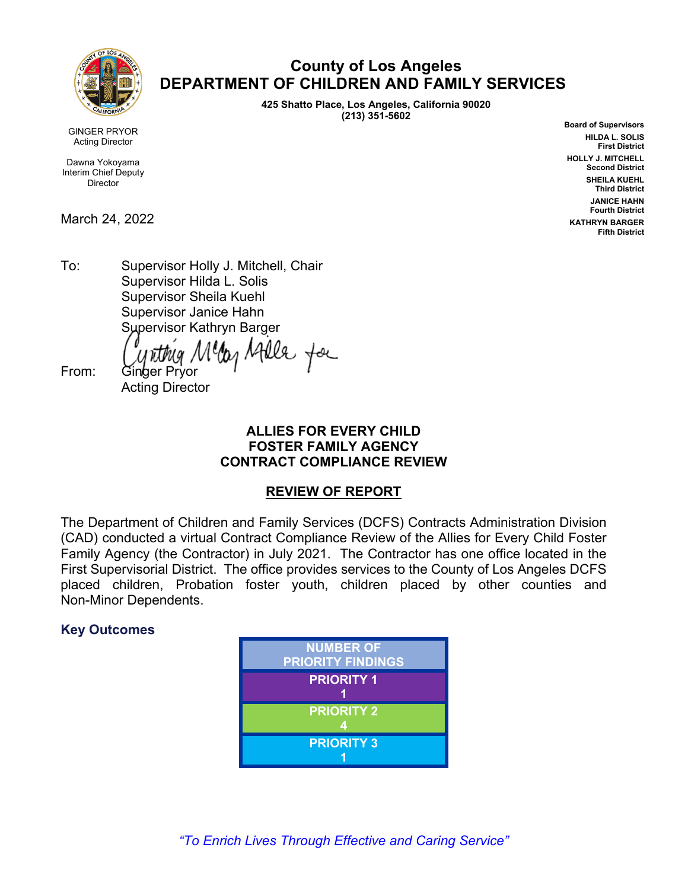# County of Los Angeles
# DEPARTMENT OF CHILDREN AND FAMILY SERVICES

**425 Shatto Place, Los Angeles, California 90020**
**(213) 351-5602**

GINGER PRYOR
Acting Director

Dawna Yokoyama
Interim Chief Deputy
Director

**Board of Supervisors**
**HILDA L. SOLIS**
**First District**
**HOLLY J. MITCHELL**
**Second District**
**SHEILA KUEHL**
**Third District**
**JANICE HAHN**
**Fourth District**
**KATHRYN BARGER**
**Fifth District**

March 24, 2022

To: Supervisor Holly J. Mitchell, Chair
Supervisor Hilda L. Solis
Supervisor Sheila Kuehl
Supervisor Janice Hahn
Supervisor Kathryn Barger

From: Ginger Pryor
Acting Director

Cynthia McCoy Miller for

**ALLIES FOR EVERY CHILD**
**FOSTER FAMILY AGENCY**
**CONTRACT COMPLIANCE REVIEW**

**REVIEW OF REPORT**

The Department of Children and Family Services (DCFS) Contracts Administration Division (CAD) conducted a virtual Contract Compliance Review of the Allies for Every Child Foster Family Agency (the Contractor) in July 2021. The Contractor has one office located in the First Supervisorial District. The office provides services to the County of Los Angeles DCFS placed children, Probation foster youth, children placed by other counties and Non-Minor Dependents.

### Key Outcomes

| NUMBER OF PRIORITY FINDINGS |
|---|
| PRIORITY 1: 1 |
| PRIORITY 2: 4 |
| PRIORITY 3: 1 |

*"To Enrich Lives Through Effective and Caring Service"*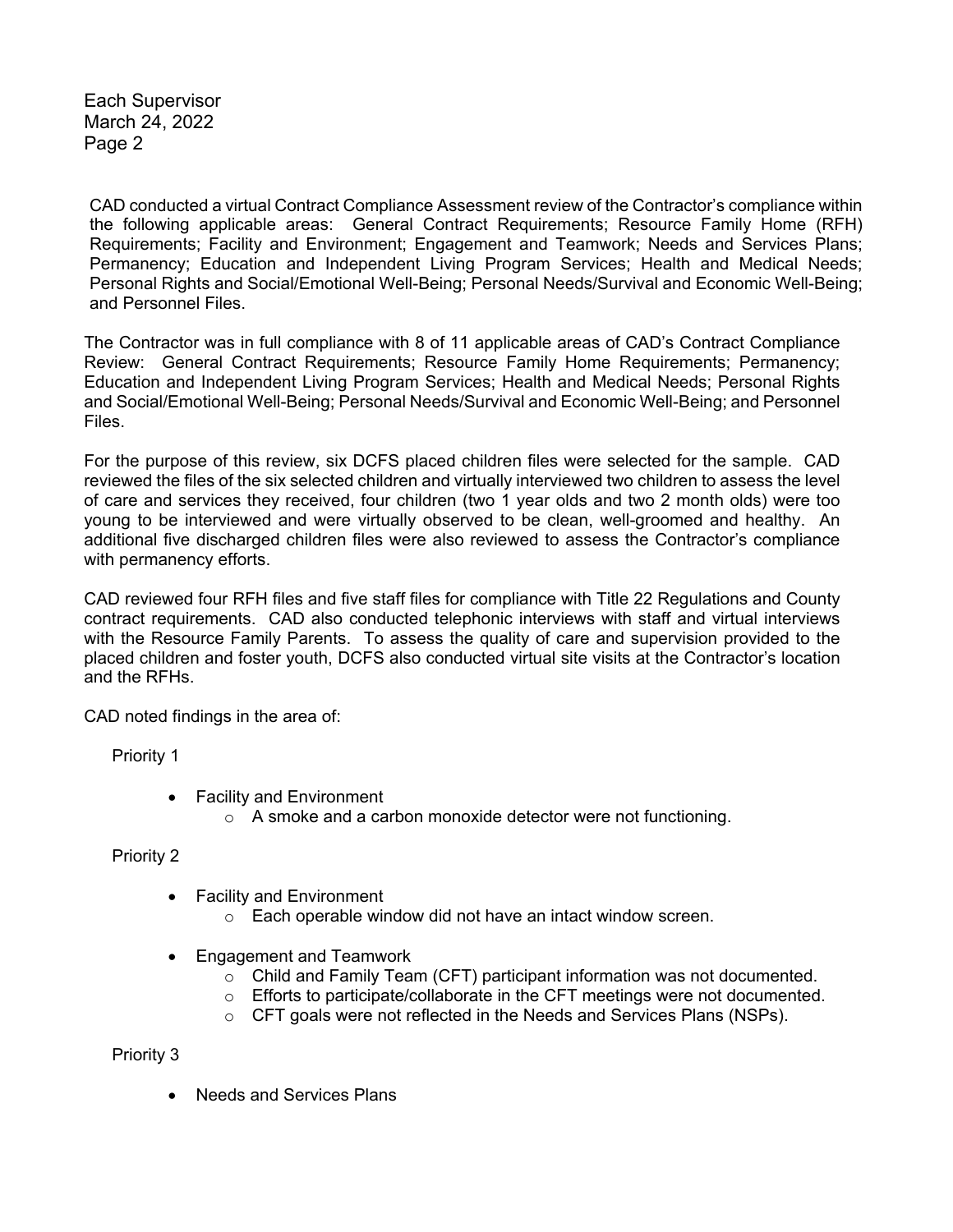CAD conducted a virtual Contract Compliance Assessment review of the Contractor's compliance within the following applicable areas: General Contract Requirements; Resource Family Home (RFH) Requirements; Facility and Environment; Engagement and Teamwork; Needs and Services Plans; Permanency; Education and Independent Living Program Services; Health and Medical Needs; Personal Rights and Social/Emotional Well-Being; Personal Needs/Survival and Economic Well-Being; and Personnel Files.

The Contractor was in full compliance with 8 of 11 applicable areas of CAD's Contract Compliance Review: General Contract Requirements; Resource Family Home Requirements; Permanency; Education and Independent Living Program Services; Health and Medical Needs; Personal Rights and Social/Emotional Well-Being; Personal Needs/Survival and Economic Well-Being; and Personnel Files.

For the purpose of this review, six DCFS placed children files were selected for the sample. CAD reviewed the files of the six selected children and virtually interviewed two children to assess the level of care and services they received, four children (two 1 year olds and two 2 month olds) were too young to be interviewed and were virtually observed to be clean, well-groomed and healthy. An additional five discharged children files were also reviewed to assess the Contractor's compliance with permanency efforts.

CAD reviewed four RFH files and five staff files for compliance with Title 22 Regulations and County contract requirements. CAD also conducted telephonic interviews with staff and virtual interviews with the Resource Family Parents. To assess the quality of care and supervision provided to the placed children and foster youth, DCFS also conducted virtual site visits at the Contractor's location and the RFHs.

CAD noted findings in the area of:

Priority 1

- Facility and Environment
  - A smoke and a carbon monoxide detector were not functioning.

Priority 2

- Facility and Environment
  - Each operable window did not have an intact window screen.
- Engagement and Teamwork
  - Child and Family Team (CFT) participant information was not documented.
  - Efforts to participate/collaborate in the CFT meetings were not documented.
  - CFT goals were not reflected in the Needs and Services Plans (NSPs).

Priority 3

- Needs and Services Plans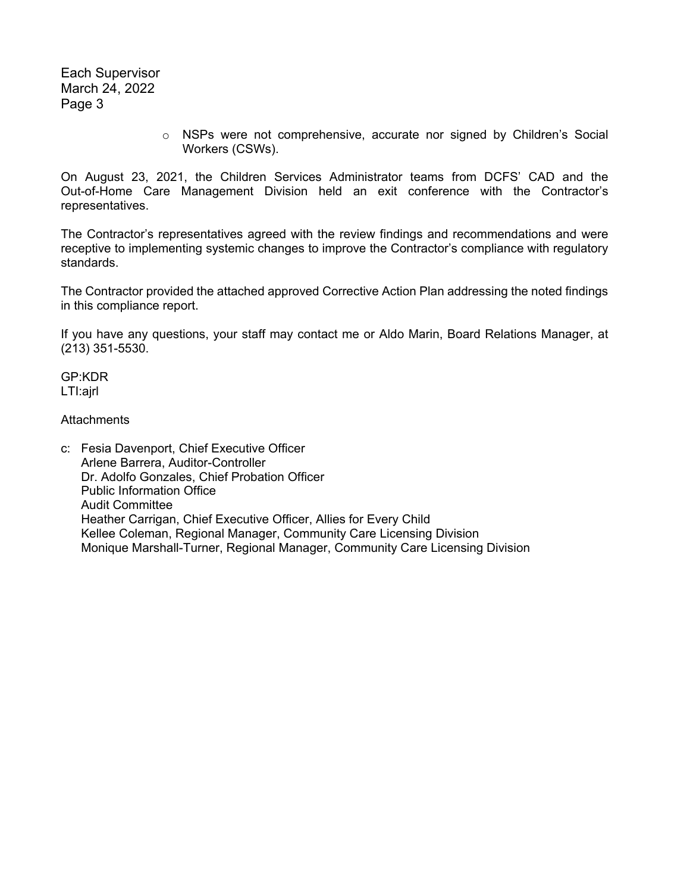- NSPs were not comprehensive, accurate nor signed by Children's Social Workers (CSWs).

On August 23, 2021, the Children Services Administrator teams from DCFS' CAD and the Out-of-Home Care Management Division held an exit conference with the Contractor's representatives.

The Contractor's representatives agreed with the review findings and recommendations and were receptive to implementing systemic changes to improve the Contractor's compliance with regulatory standards.

The Contractor provided the attached approved Corrective Action Plan addressing the noted findings in this compliance report.

If you have any questions, your staff may contact me or Aldo Marin, Board Relations Manager, at (213) 351-5530.

GP:KDR
LTI:ajrl

Attachments

c: Fesia Davenport, Chief Executive Officer
Arlene Barrera, Auditor-Controller
Dr. Adolfo Gonzales, Chief Probation Officer
Public Information Office
Audit Committee
Heather Carrigan, Chief Executive Officer, Allies for Every Child
Kellee Coleman, Regional Manager, Community Care Licensing Division
Monique Marshall-Turner, Regional Manager, Community Care Licensing Division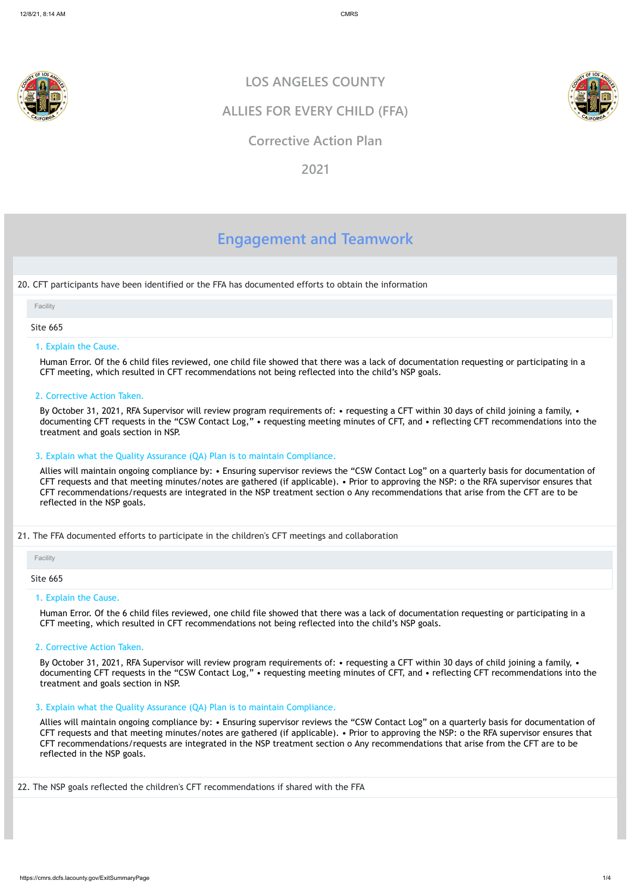# LOS ANGELES COUNTY

## ALLIES FOR EVERY CHILD (FFA)

## Corrective Action Plan

## 2021

## Engagement and Teamwork

20. CFT participants have been identified or the FFA has documented efforts to obtain the information

| Facility |
| --- |
| Site 665 |

1. Explain the Cause.

Human Error. Of the 6 child files reviewed, one child file showed that there was a lack of documentation requesting or participating in a CFT meeting, which resulted in CFT recommendations not being reflected into the child's NSP goals.

2. Corrective Action Taken.

By October 31, 2021, RFA Supervisor will review program requirements of: • requesting a CFT within 30 days of child joining a family, • documenting CFT requests in the "CSW Contact Log," • requesting meeting minutes of CFT, and • reflecting CFT recommendations into the treatment and goals section in NSP.

3. Explain what the Quality Assurance (QA) Plan is to maintain Compliance.

Allies will maintain ongoing compliance by: • Ensuring supervisor reviews the "CSW Contact Log" on a quarterly basis for documentation of CFT requests and that meeting minutes/notes are gathered (if applicable). • Prior to approving the NSP: o the RFA supervisor ensures that CFT recommendations/requests are integrated in the NSP treatment section o Any recommendations that arise from the CFT are to be reflected in the NSP goals.

21. The FFA documented efforts to participate in the children's CFT meetings and collaboration

| Facility |
| --- |
| Site 665 |

1. Explain the Cause.

Human Error. Of the 6 child files reviewed, one child file showed that there was a lack of documentation requesting or participating in a CFT meeting, which resulted in CFT recommendations not being reflected into the child's NSP goals.

2. Corrective Action Taken.

By October 31, 2021, RFA Supervisor will review program requirements of: • requesting a CFT within 30 days of child joining a family, • documenting CFT requests in the "CSW Contact Log," • requesting meeting minutes of CFT, and • reflecting CFT recommendations into the treatment and goals section in NSP.

3. Explain what the Quality Assurance (QA) Plan is to maintain Compliance.

Allies will maintain ongoing compliance by: • Ensuring supervisor reviews the "CSW Contact Log" on a quarterly basis for documentation of CFT requests and that meeting minutes/notes are gathered (if applicable). • Prior to approving the NSP: o the RFA supervisor ensures that CFT recommendations/requests are integrated in the NSP treatment section o Any recommendations that arise from the CFT are to be reflected in the NSP goals.

22. The NSP goals reflected the children's CFT recommendations if shared with the FFA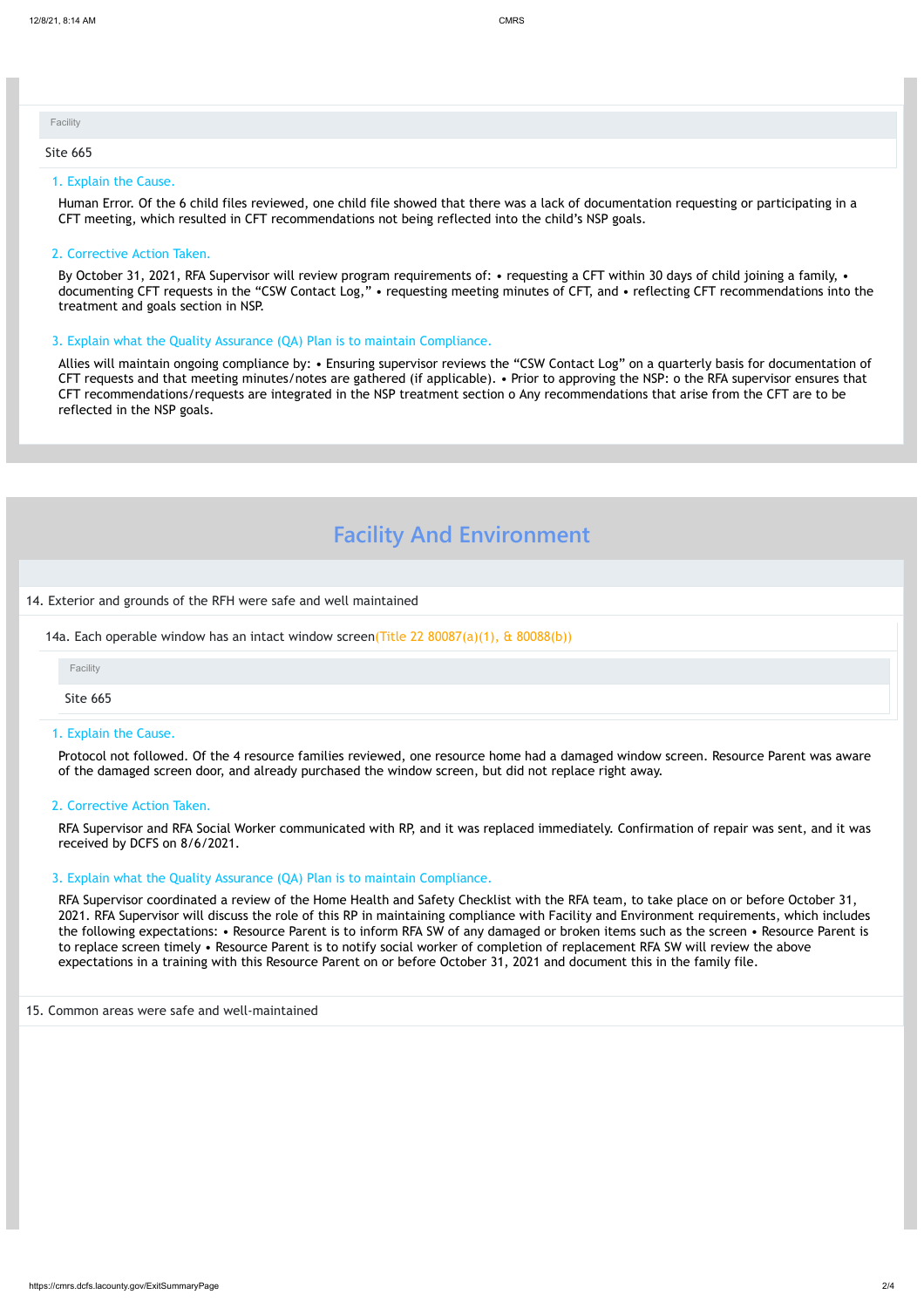Facility

Site 665

1. Explain the Cause.

Human Error. Of the 6 child files reviewed, one child file showed that there was a lack of documentation requesting or participating in a CFT meeting, which resulted in CFT recommendations not being reflected into the child's NSP goals.

2. Corrective Action Taken.

By October 31, 2021, RFA Supervisor will review program requirements of: • requesting a CFT within 30 days of child joining a family, • documenting CFT requests in the "CSW Contact Log," • requesting meeting minutes of CFT, and • reflecting CFT recommendations into the treatment and goals section in NSP.

3. Explain what the Quality Assurance (QA) Plan is to maintain Compliance.

Allies will maintain ongoing compliance by: • Ensuring supervisor reviews the "CSW Contact Log" on a quarterly basis for documentation of CFT requests and that meeting minutes/notes are gathered (if applicable). • Prior to approving the NSP: o the RFA supervisor ensures that CFT recommendations/requests are integrated in the NSP treatment section o Any recommendations that arise from the CFT are to be reflected in the NSP goals.

## Facility And Environment

14. Exterior and grounds of the RFH were safe and well maintained

14a. Each operable window has an intact window screen(Title 22 80087(a)(1), & 80088(b))

Facility

Site 665

1. Explain the Cause.

Protocol not followed. Of the 4 resource families reviewed, one resource home had a damaged window screen. Resource Parent was aware of the damaged screen door, and already purchased the window screen, but did not replace right away.

2. Corrective Action Taken.

RFA Supervisor and RFA Social Worker communicated with RP, and it was replaced immediately. Confirmation of repair was sent, and it was received by DCFS on 8/6/2021.

3. Explain what the Quality Assurance (QA) Plan is to maintain Compliance.

RFA Supervisor coordinated a review of the Home Health and Safety Checklist with the RFA team, to take place on or before October 31, 2021. RFA Supervisor will discuss the role of this RP in maintaining compliance with Facility and Environment requirements, which includes the following expectations: • Resource Parent is to inform RFA SW of any damaged or broken items such as the screen • Resource Parent is to replace screen timely • Resource Parent is to notify social worker of completion of replacement RFA SW will review the above expectations in a training with this Resource Parent on or before October 31, 2021 and document this in the family file.

15. Common areas were safe and well-maintained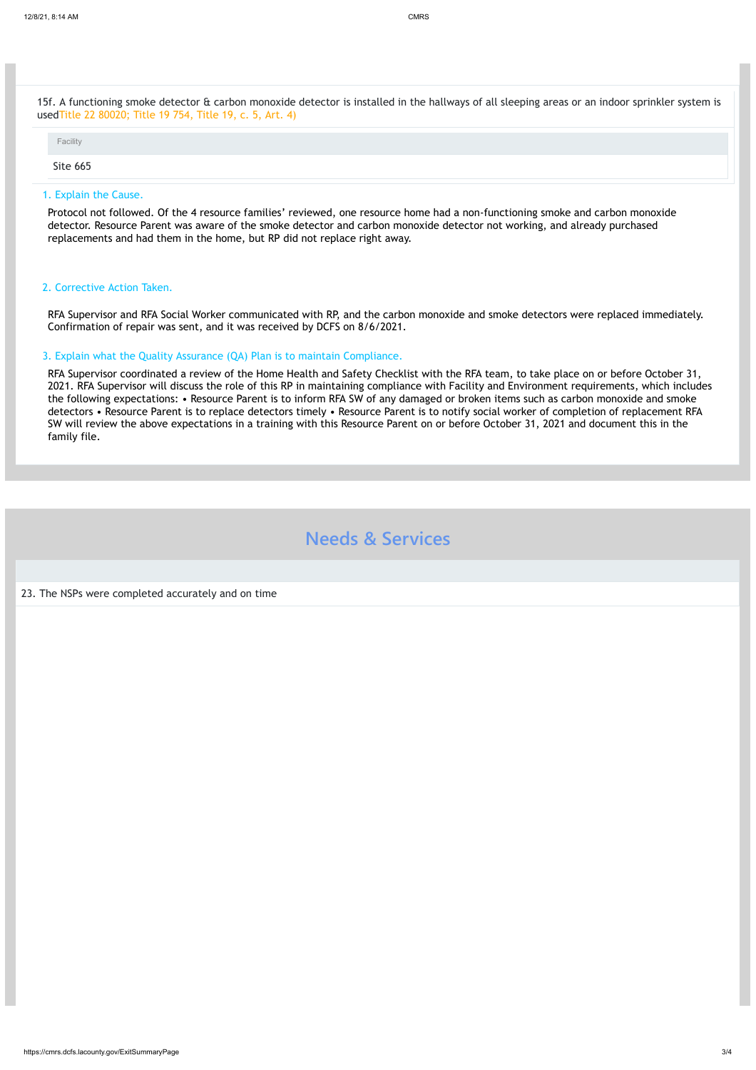15f. A functioning smoke detector & carbon monoxide detector is installed in the hallways of all sleeping areas or an indoor sprinkler system is usedTitle 22 80020; Title 19 754, Title 19, c. 5, Art. 4)

| Facility |
| --- |
| Site 665 |

1. Explain the Cause.

Protocol not followed. Of the 4 resource families' reviewed, one resource home had a non-functioning smoke and carbon monoxide detector. Resource Parent was aware of the smoke detector and carbon monoxide detector not working, and already purchased replacements and had them in the home, but RP did not replace right away.

2. Corrective Action Taken.

RFA Supervisor and RFA Social Worker communicated with RP, and the carbon monoxide and smoke detectors were replaced immediately. Confirmation of repair was sent, and it was received by DCFS on 8/6/2021.

3. Explain what the Quality Assurance (QA) Plan is to maintain Compliance.

RFA Supervisor coordinated a review of the Home Health and Safety Checklist with the RFA team, to take place on or before October 31, 2021. RFA Supervisor will discuss the role of this RP in maintaining compliance with Facility and Environment requirements, which includes the following expectations: • Resource Parent is to inform RFA SW of any damaged or broken items such as carbon monoxide and smoke detectors • Resource Parent is to replace detectors timely • Resource Parent is to notify social worker of completion of replacement RFA SW will review the above expectations in a training with this Resource Parent on or before October 31, 2021 and document this in the family file.

## Needs & Services

23. The NSPs were completed accurately and on time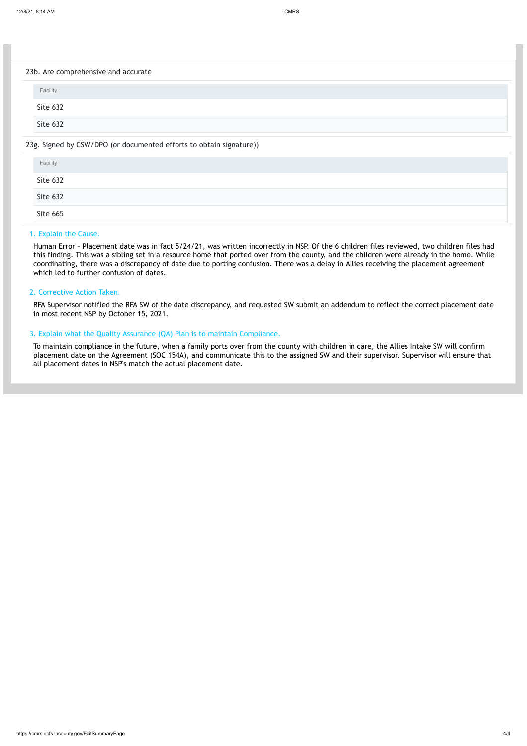23b. Are comprehensive and accurate

| Facility |
| --- |
| Site 632 |
| Site 632 |

23g. Signed by CSW/DPO (or documented efforts to obtain signature))

| Facility |
| --- |
| Site 632 |
| Site 632 |
| Site 665 |

1. Explain the Cause.

Human Error – Placement date was in fact 5/24/21, was written incorrectly in NSP. Of the 6 children files reviewed, two children files had this finding. This was a sibling set in a resource home that ported over from the county, and the children were already in the home. While coordinating, there was a discrepancy of date due to porting confusion. There was a delay in Allies receiving the placement agreement which led to further confusion of dates.

2. Corrective Action Taken.

RFA Supervisor notified the RFA SW of the date discrepancy, and requested SW submit an addendum to reflect the correct placement date in most recent NSP by October 15, 2021.

3. Explain what the Quality Assurance (QA) Plan is to maintain Compliance.

To maintain compliance in the future, when a family ports over from the county with children in care, the Allies Intake SW will confirm placement date on the Agreement (SOC 154A), and communicate this to the assigned SW and their supervisor. Supervisor will ensure that all placement dates in NSP's match the actual placement date.